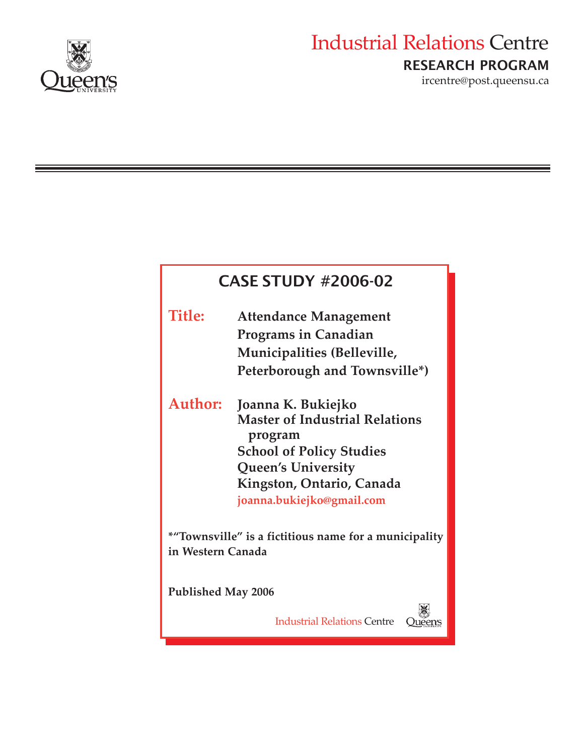Industrial Relations Centre

**RESEARCH PROGRAM**

ircentre@post.queensu.ca

## CASE STUDY #2006-02

**Title:** Attendance Management Programs in Canadian Municipalities (Belleville, Peterborough and Townsville*)

**Author:** Joanna K. Bukiejko
Master of Industrial Relations program
School of Policy Studies
Queen's University
Kingston, Ontario, Canada
joanna.bukiejko@gmail.com

**\*"Townsville" is a fictitious name for a municipality in Western Canada**

**Published May 2006**

Industrial Relations Centre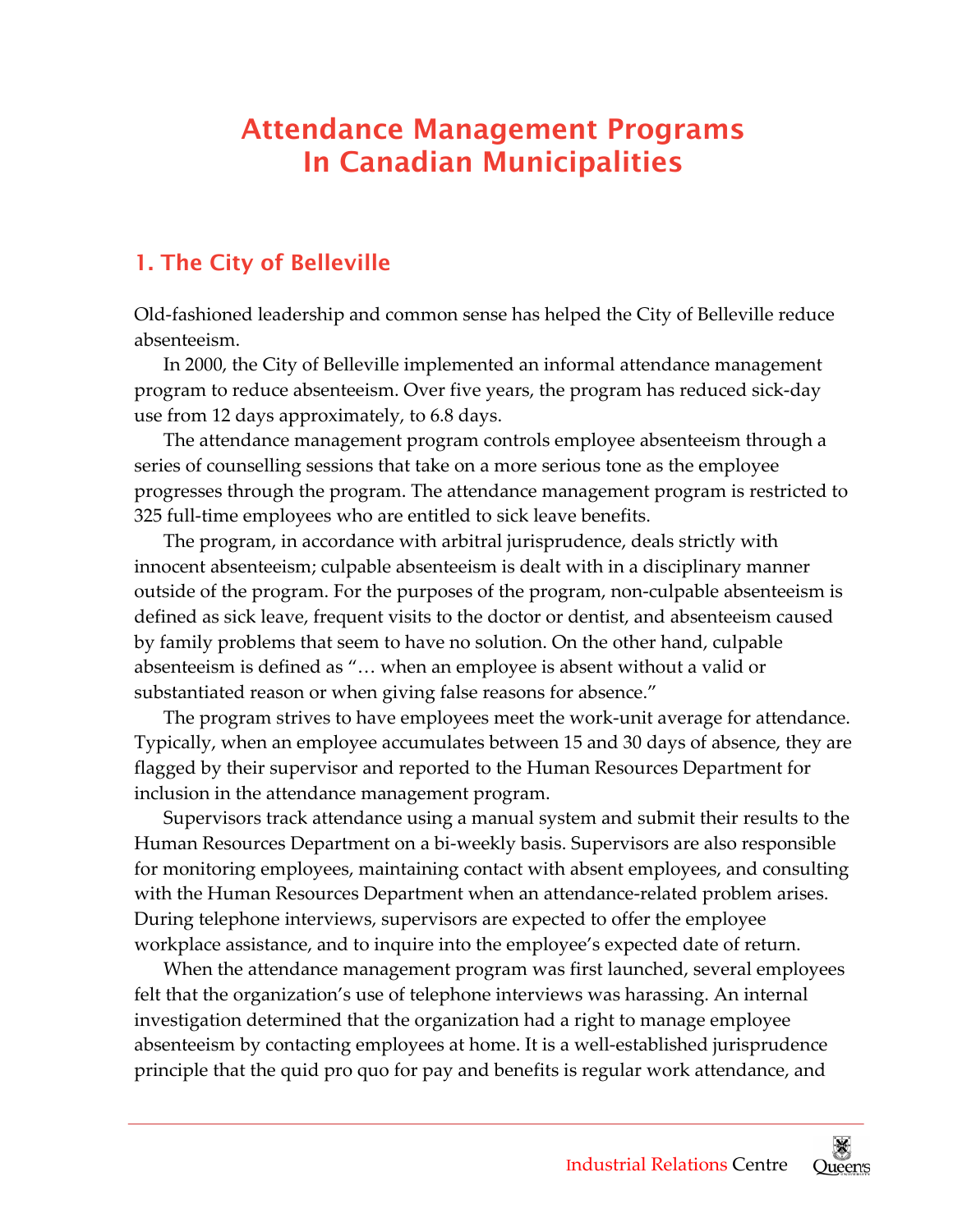# Attendance Management Programs In Canadian Municipalities

## 1. The City of Belleville

Old-fashioned leadership and common sense has helped the City of Belleville reduce absenteeism.

In 2000, the City of Belleville implemented an informal attendance management program to reduce absenteeism. Over five years, the program has reduced sick-day use from 12 days approximately, to 6.8 days.

The attendance management program controls employee absenteeism through a series of counselling sessions that take on a more serious tone as the employee progresses through the program. The attendance management program is restricted to 325 full-time employees who are entitled to sick leave benefits.

The program, in accordance with arbitral jurisprudence, deals strictly with innocent absenteeism; culpable absenteeism is dealt with in a disciplinary manner outside of the program. For the purposes of the program, non-culpable absenteeism is defined as sick leave, frequent visits to the doctor or dentist, and absenteeism caused by family problems that seem to have no solution. On the other hand, culpable absenteeism is defined as "… when an employee is absent without a valid or substantiated reason or when giving false reasons for absence."

The program strives to have employees meet the work-unit average for attendance. Typically, when an employee accumulates between 15 and 30 days of absence, they are flagged by their supervisor and reported to the Human Resources Department for inclusion in the attendance management program.

Supervisors track attendance using a manual system and submit their results to the Human Resources Department on a bi-weekly basis. Supervisors are also responsible for monitoring employees, maintaining contact with absent employees, and consulting with the Human Resources Department when an attendance-related problem arises. During telephone interviews, supervisors are expected to offer the employee workplace assistance, and to inquire into the employee's expected date of return.

When the attendance management program was first launched, several employees felt that the organization's use of telephone interviews was harassing. An internal investigation determined that the organization had a right to manage employee absenteeism by contacting employees at home. It is a well-established jurisprudence principle that the quid pro quo for pay and benefits is regular work attendance, and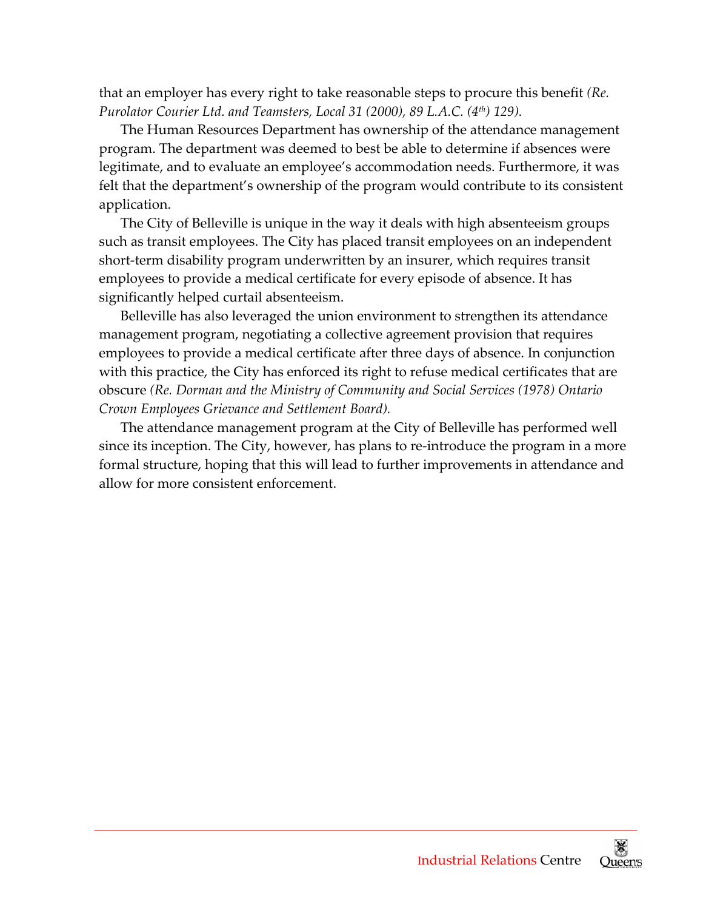that an employer has every right to take reasonable steps to procure this benefit *(Re. Purolator Courier Ltd. and Teamsters, Local 31 (2000), 89 L.A.C. (4th) 129).*

The Human Resources Department has ownership of the attendance management program. The department was deemed to best be able to determine if absences were legitimate, and to evaluate an employee's accommodation needs. Furthermore, it was felt that the department's ownership of the program would contribute to its consistent application.

The City of Belleville is unique in the way it deals with high absenteeism groups such as transit employees. The City has placed transit employees on an independent short-term disability program underwritten by an insurer, which requires transit employees to provide a medical certificate for every episode of absence. It has significantly helped curtail absenteeism.

Belleville has also leveraged the union environment to strengthen its attendance management program, negotiating a collective agreement provision that requires employees to provide a medical certificate after three days of absence. In conjunction with this practice, the City has enforced its right to refuse medical certificates that are obscure *(Re. Dorman and the Ministry of Community and Social Services (1978) Ontario Crown Employees Grievance and Settlement Board).*

The attendance management program at the City of Belleville has performed well since its inception. The City, however, has plans to re-introduce the program in a more formal structure, hoping that this will lead to further improvements in attendance and allow for more consistent enforcement.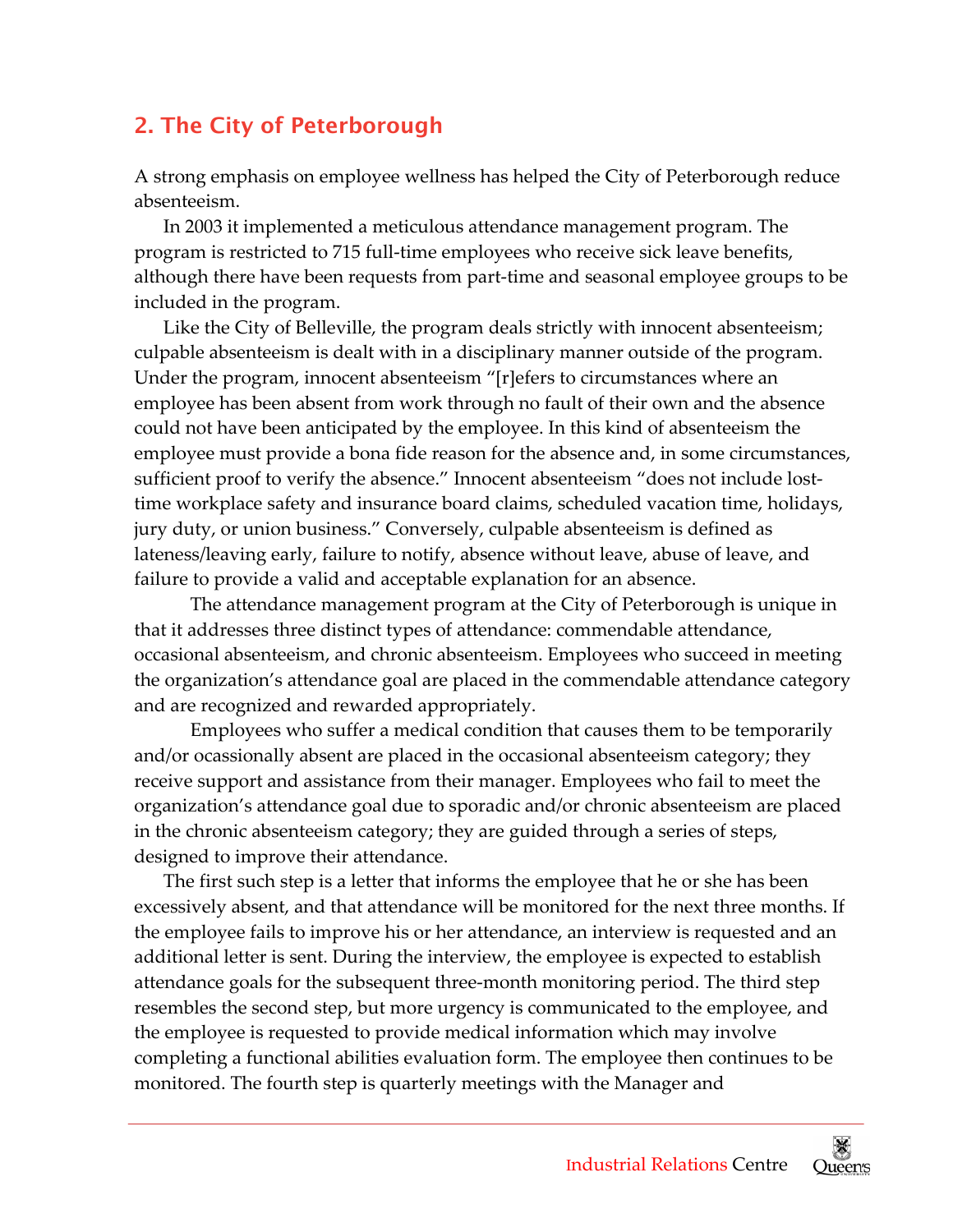## 2. The City of Peterborough

A strong emphasis on employee wellness has helped the City of Peterborough reduce absenteeism.

In 2003 it implemented a meticulous attendance management program. The program is restricted to 715 full-time employees who receive sick leave benefits, although there have been requests from part-time and seasonal employee groups to be included in the program.

Like the City of Belleville, the program deals strictly with innocent absenteeism; culpable absenteeism is dealt with in a disciplinary manner outside of the program. Under the program, innocent absenteeism "[r]efers to circumstances where an employee has been absent from work through no fault of their own and the absence could not have been anticipated by the employee. In this kind of absenteeism the employee must provide a bona fide reason for the absence and, in some circumstances, sufficient proof to verify the absence." Innocent absenteeism "does not include lost-time workplace safety and insurance board claims, scheduled vacation time, holidays, jury duty, or union business." Conversely, culpable absenteeism is defined as lateness/leaving early, failure to notify, absence without leave, abuse of leave, and failure to provide a valid and acceptable explanation for an absence.

The attendance management program at the City of Peterborough is unique in that it addresses three distinct types of attendance: commendable attendance, occasional absenteeism, and chronic absenteeism. Employees who succeed in meeting the organization's attendance goal are placed in the commendable attendance category and are recognized and rewarded appropriately.

Employees who suffer a medical condition that causes them to be temporarily and/or ocassionally absent are placed in the occasional absenteeism category; they receive support and assistance from their manager. Employees who fail to meet the organization's attendance goal due to sporadic and/or chronic absenteeism are placed in the chronic absenteeism category; they are guided through a series of steps, designed to improve their attendance.

The first such step is a letter that informs the employee that he or she has been excessively absent, and that attendance will be monitored for the next three months. If the employee fails to improve his or her attendance, an interview is requested and an additional letter is sent. During the interview, the employee is expected to establish attendance goals for the subsequent three-month monitoring period. The third step resembles the second step, but more urgency is communicated to the employee, and the employee is requested to provide medical information which may involve completing a functional abilities evaluation form. The employee then continues to be monitored. The fourth step is quarterly meetings with the Manager and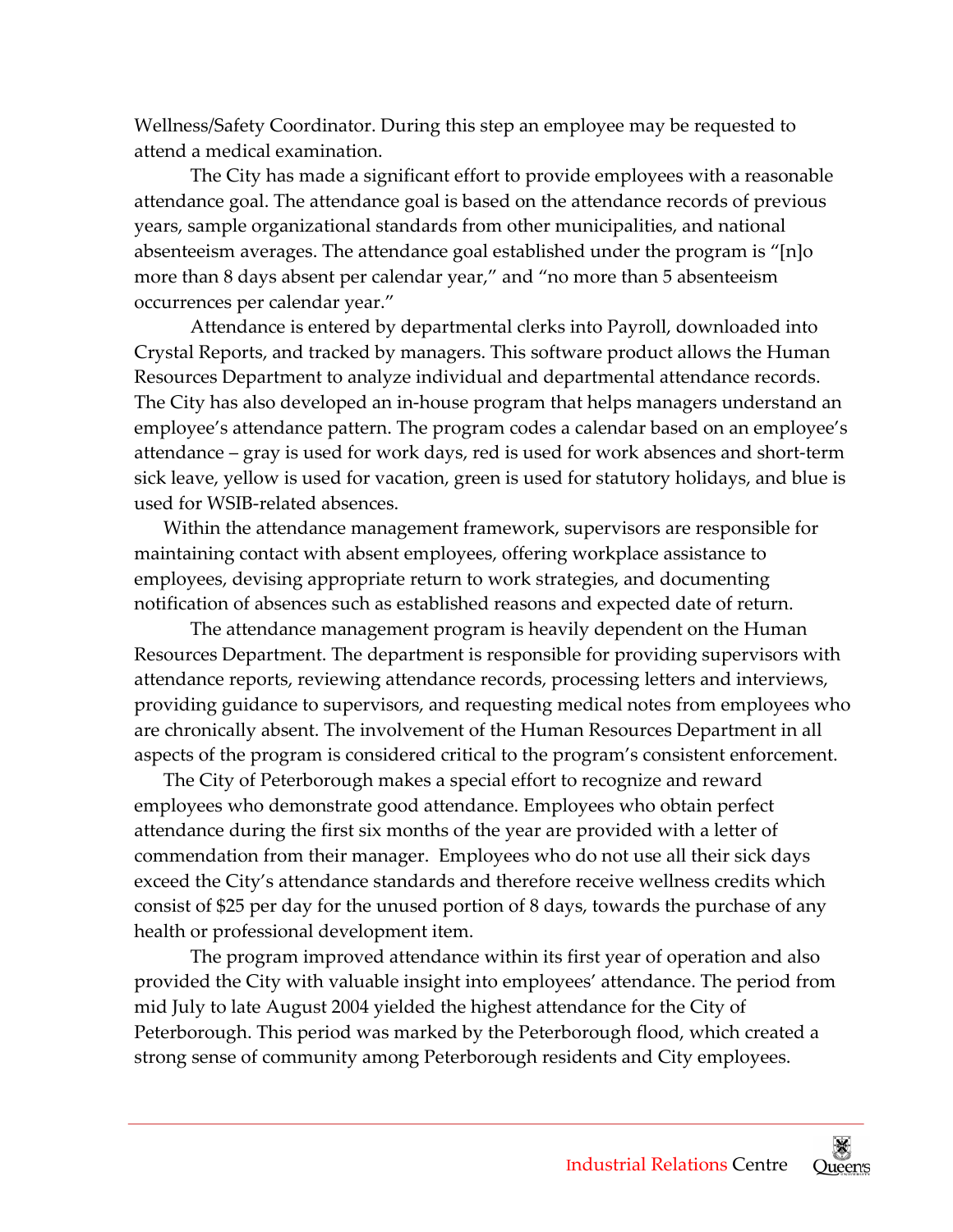Wellness/Safety Coordinator. During this step an employee may be requested to attend a medical examination.

The City has made a significant effort to provide employees with a reasonable attendance goal. The attendance goal is based on the attendance records of previous years, sample organizational standards from other municipalities, and national absenteeism averages. The attendance goal established under the program is "[n]o more than 8 days absent per calendar year," and "no more than 5 absenteeism occurrences per calendar year."

Attendance is entered by departmental clerks into Payroll, downloaded into Crystal Reports, and tracked by managers. This software product allows the Human Resources Department to analyze individual and departmental attendance records. The City has also developed an in-house program that helps managers understand an employee's attendance pattern. The program codes a calendar based on an employee's attendance – gray is used for work days, red is used for work absences and short-term sick leave, yellow is used for vacation, green is used for statutory holidays, and blue is used for WSIB-related absences.

Within the attendance management framework, supervisors are responsible for maintaining contact with absent employees, offering workplace assistance to employees, devising appropriate return to work strategies, and documenting notification of absences such as established reasons and expected date of return.

The attendance management program is heavily dependent on the Human Resources Department. The department is responsible for providing supervisors with attendance reports, reviewing attendance records, processing letters and interviews, providing guidance to supervisors, and requesting medical notes from employees who are chronically absent. The involvement of the Human Resources Department in all aspects of the program is considered critical to the program's consistent enforcement.

The City of Peterborough makes a special effort to recognize and reward employees who demonstrate good attendance. Employees who obtain perfect attendance during the first six months of the year are provided with a letter of commendation from their manager. Employees who do not use all their sick days exceed the City's attendance standards and therefore receive wellness credits which consist of $25 per day for the unused portion of 8 days, towards the purchase of any health or professional development item.

The program improved attendance within its first year of operation and also provided the City with valuable insight into employees' attendance. The period from mid July to late August 2004 yielded the highest attendance for the City of Peterborough. This period was marked by the Peterborough flood, which created a strong sense of community among Peterborough residents and City employees.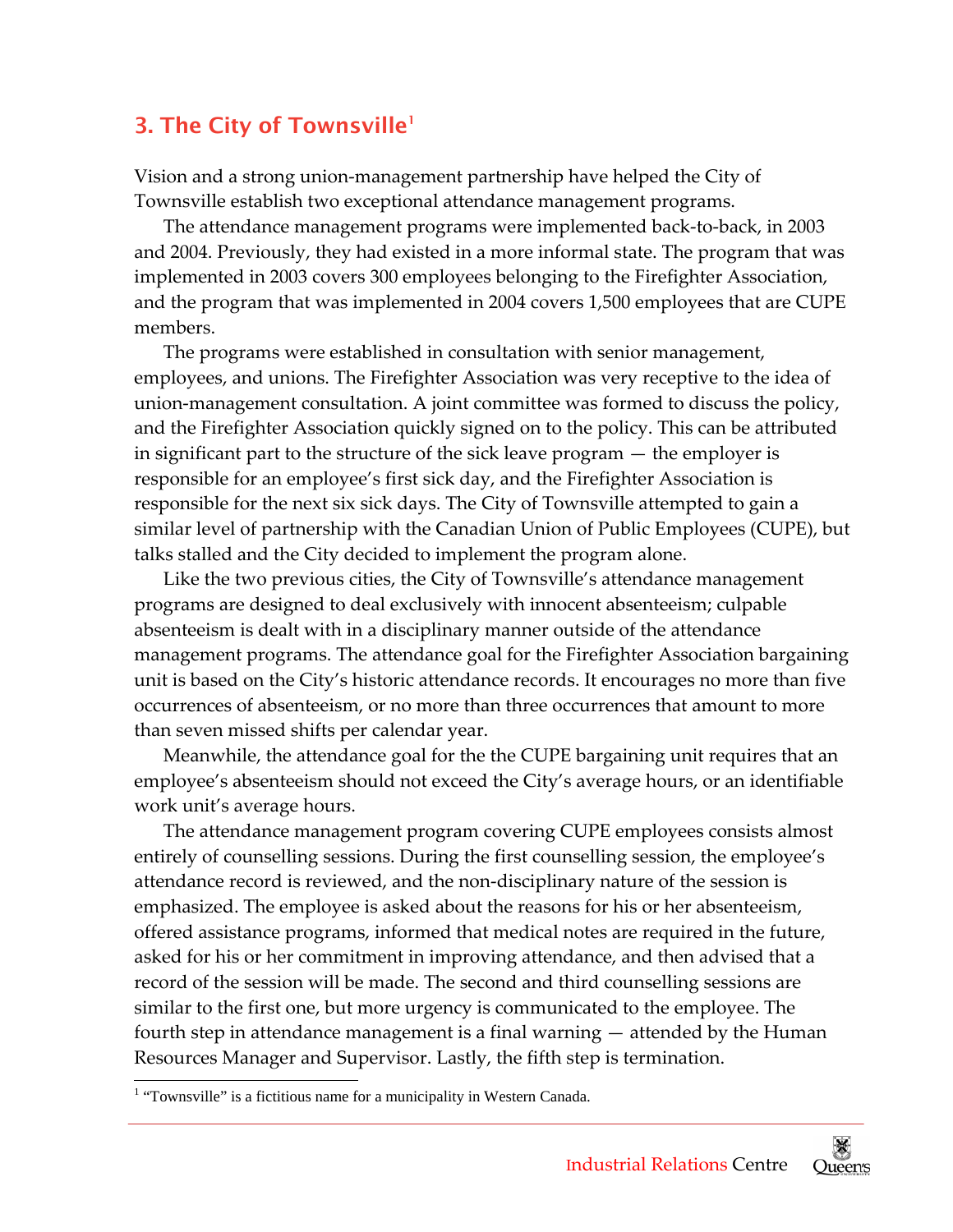## 3. The City of Townsville[1]

Vision and a strong union-management partnership have helped the City of Townsville establish two exceptional attendance management programs.

The attendance management programs were implemented back-to-back, in 2003 and 2004. Previously, they had existed in a more informal state. The program that was implemented in 2003 covers 300 employees belonging to the Firefighter Association, and the program that was implemented in 2004 covers 1,500 employees that are CUPE members.

The programs were established in consultation with senior management, employees, and unions. The Firefighter Association was very receptive to the idea of union-management consultation. A joint committee was formed to discuss the policy, and the Firefighter Association quickly signed on to the policy. This can be attributed in significant part to the structure of the sick leave program — the employer is responsible for an employee's first sick day, and the Firefighter Association is responsible for the next six sick days. The City of Townsville attempted to gain a similar level of partnership with the Canadian Union of Public Employees (CUPE), but talks stalled and the City decided to implement the program alone.

Like the two previous cities, the City of Townsville's attendance management programs are designed to deal exclusively with innocent absenteeism; culpable absenteeism is dealt with in a disciplinary manner outside of the attendance management programs. The attendance goal for the Firefighter Association bargaining unit is based on the City's historic attendance records. It encourages no more than five occurrences of absenteeism, or no more than three occurrences that amount to more than seven missed shifts per calendar year.

Meanwhile, the attendance goal for the the CUPE bargaining unit requires that an employee's absenteeism should not exceed the City's average hours, or an identifiable work unit's average hours.

The attendance management program covering CUPE employees consists almost entirely of counselling sessions. During the first counselling session, the employee's attendance record is reviewed, and the non-disciplinary nature of the session is emphasized. The employee is asked about the reasons for his or her absenteeism, offered assistance programs, informed that medical notes are required in the future, asked for his or her commitment in improving attendance, and then advised that a record of the session will be made. The second and third counselling sessions are similar to the first one, but more urgency is communicated to the employee. The fourth step in attendance management is a final warning — attended by the Human Resources Manager and Supervisor. Lastly, the fifth step is termination.

[1] "Townsville" is a fictitious name for a municipality in Western Canada.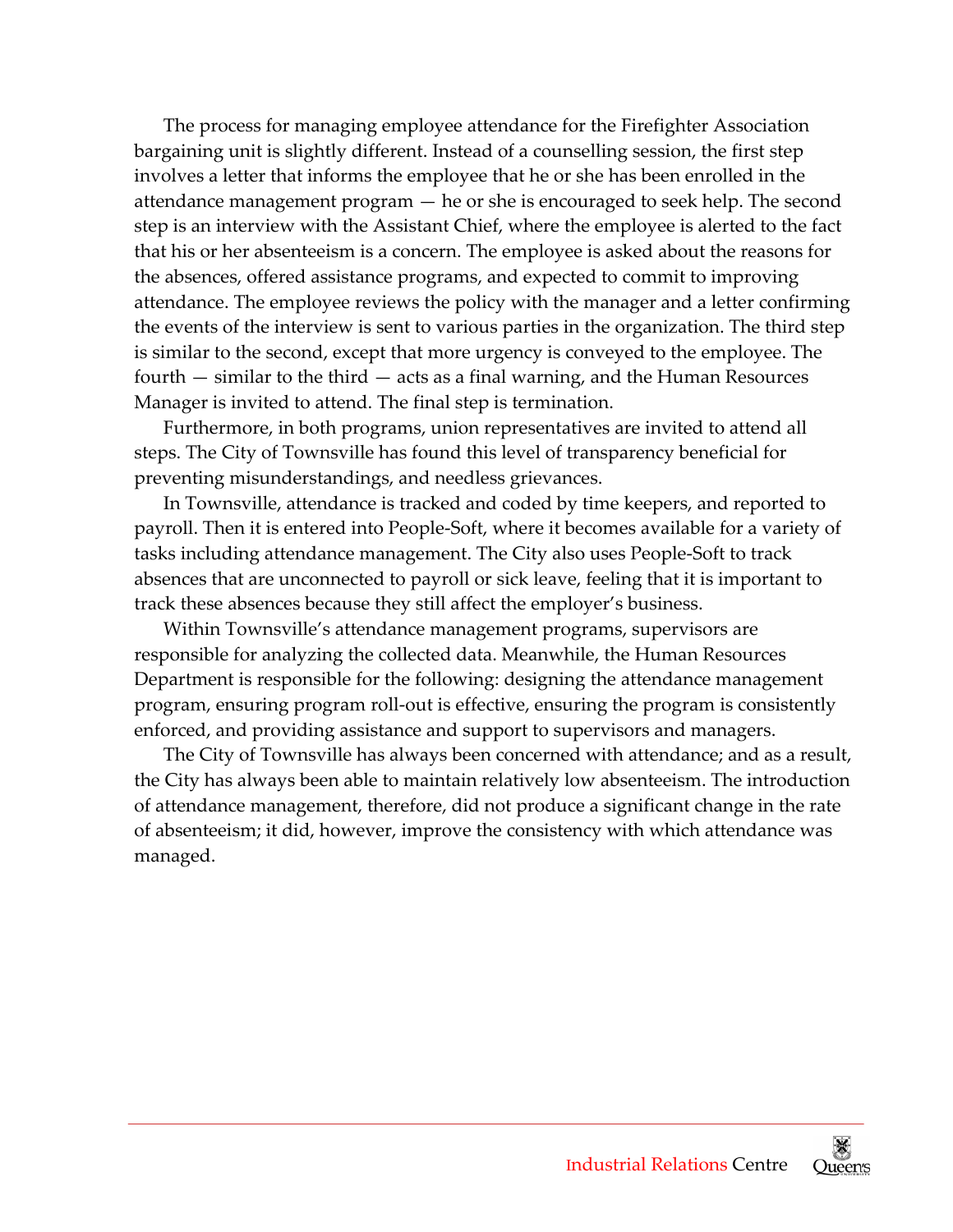The process for managing employee attendance for the Firefighter Association bargaining unit is slightly different. Instead of a counselling session, the first step involves a letter that informs the employee that he or she has been enrolled in the attendance management program — he or she is encouraged to seek help. The second step is an interview with the Assistant Chief, where the employee is alerted to the fact that his or her absenteeism is a concern. The employee is asked about the reasons for the absences, offered assistance programs, and expected to commit to improving attendance. The employee reviews the policy with the manager and a letter confirming the events of the interview is sent to various parties in the organization. The third step is similar to the second, except that more urgency is conveyed to the employee. The fourth — similar to the third — acts as a final warning, and the Human Resources Manager is invited to attend. The final step is termination.

Furthermore, in both programs, union representatives are invited to attend all steps. The City of Townsville has found this level of transparency beneficial for preventing misunderstandings, and needless grievances.

In Townsville, attendance is tracked and coded by time keepers, and reported to payroll. Then it is entered into People-Soft, where it becomes available for a variety of tasks including attendance management. The City also uses People-Soft to track absences that are unconnected to payroll or sick leave, feeling that it is important to track these absences because they still affect the employer's business.

Within Townsville's attendance management programs, supervisors are responsible for analyzing the collected data. Meanwhile, the Human Resources Department is responsible for the following: designing the attendance management program, ensuring program roll-out is effective, ensuring the program is consistently enforced, and providing assistance and support to supervisors and managers.

The City of Townsville has always been concerned with attendance; and as a result, the City has always been able to maintain relatively low absenteeism. The introduction of attendance management, therefore, did not produce a significant change in the rate of absenteeism; it did, however, improve the consistency with which attendance was managed.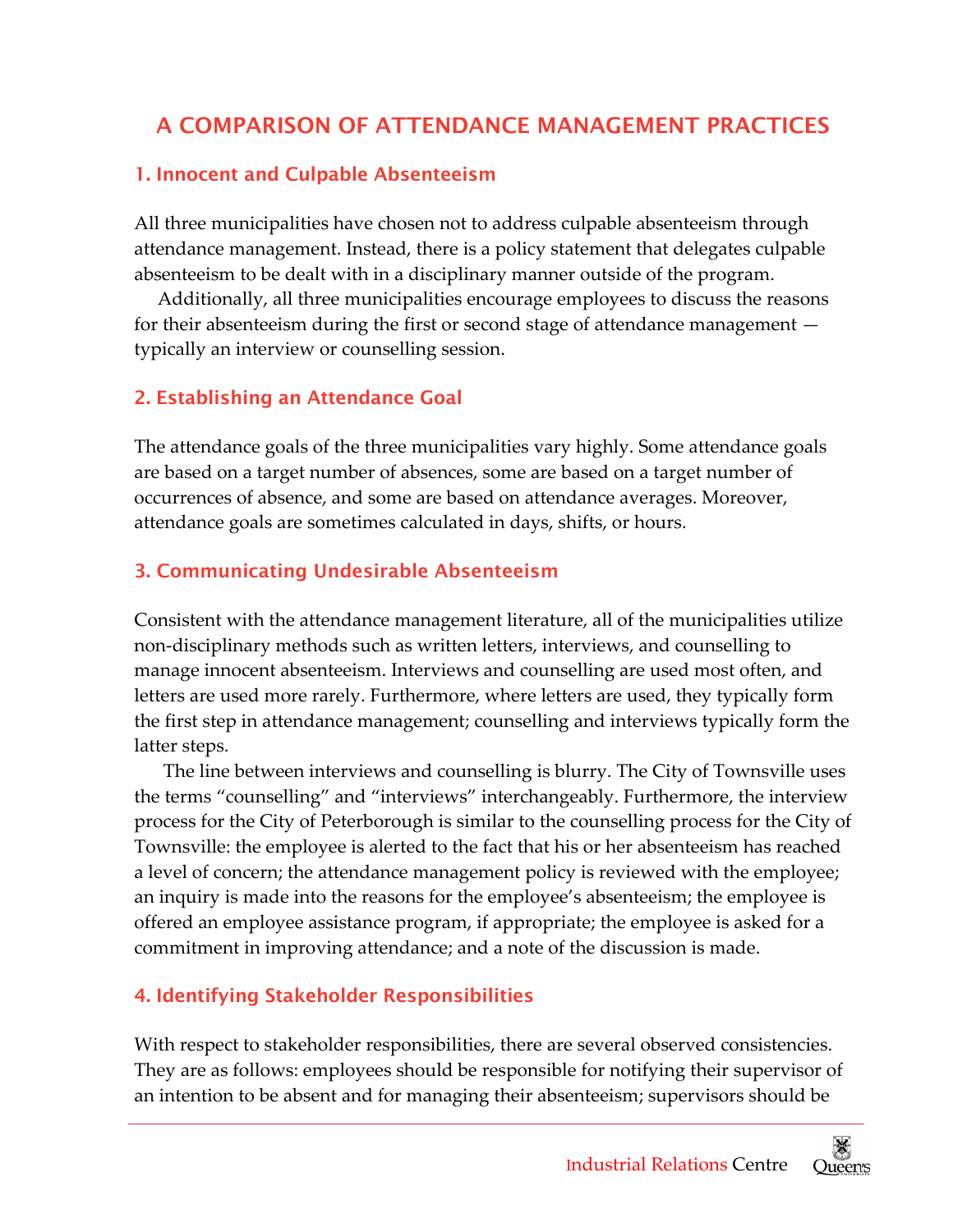# A COMPARISON OF ATTENDANCE MANAGEMENT PRACTICES

## 1. Innocent and Culpable Absenteeism

All three municipalities have chosen not to address culpable absenteeism through attendance management. Instead, there is a policy statement that delegates culpable absenteeism to be dealt with in a disciplinary manner outside of the program.

Additionally, all three municipalities encourage employees to discuss the reasons for their absenteeism during the first or second stage of attendance management — typically an interview or counselling session.

## 2. Establishing an Attendance Goal

The attendance goals of the three municipalities vary highly. Some attendance goals are based on a target number of absences, some are based on a target number of occurrences of absence, and some are based on attendance averages. Moreover, attendance goals are sometimes calculated in days, shifts, or hours.

## 3. Communicating Undesirable Absenteeism

Consistent with the attendance management literature, all of the municipalities utilize non-disciplinary methods such as written letters, interviews, and counselling to manage innocent absenteeism. Interviews and counselling are used most often, and letters are used more rarely. Furthermore, where letters are used, they typically form the first step in attendance management; counselling and interviews typically form the latter steps.

The line between interviews and counselling is blurry. The City of Townsville uses the terms "counselling" and "interviews" interchangeably. Furthermore, the interview process for the City of Peterborough is similar to the counselling process for the City of Townsville: the employee is alerted to the fact that his or her absenteeism has reached a level of concern; the attendance management policy is reviewed with the employee; an inquiry is made into the reasons for the employee's absenteeism; the employee is offered an employee assistance program, if appropriate; the employee is asked for a commitment in improving attendance; and a note of the discussion is made.

## 4. Identifying Stakeholder Responsibilities

With respect to stakeholder responsibilities, there are several observed consistencies. They are as follows: employees should be responsible for notifying their supervisor of an intention to be absent and for managing their absenteeism; supervisors should be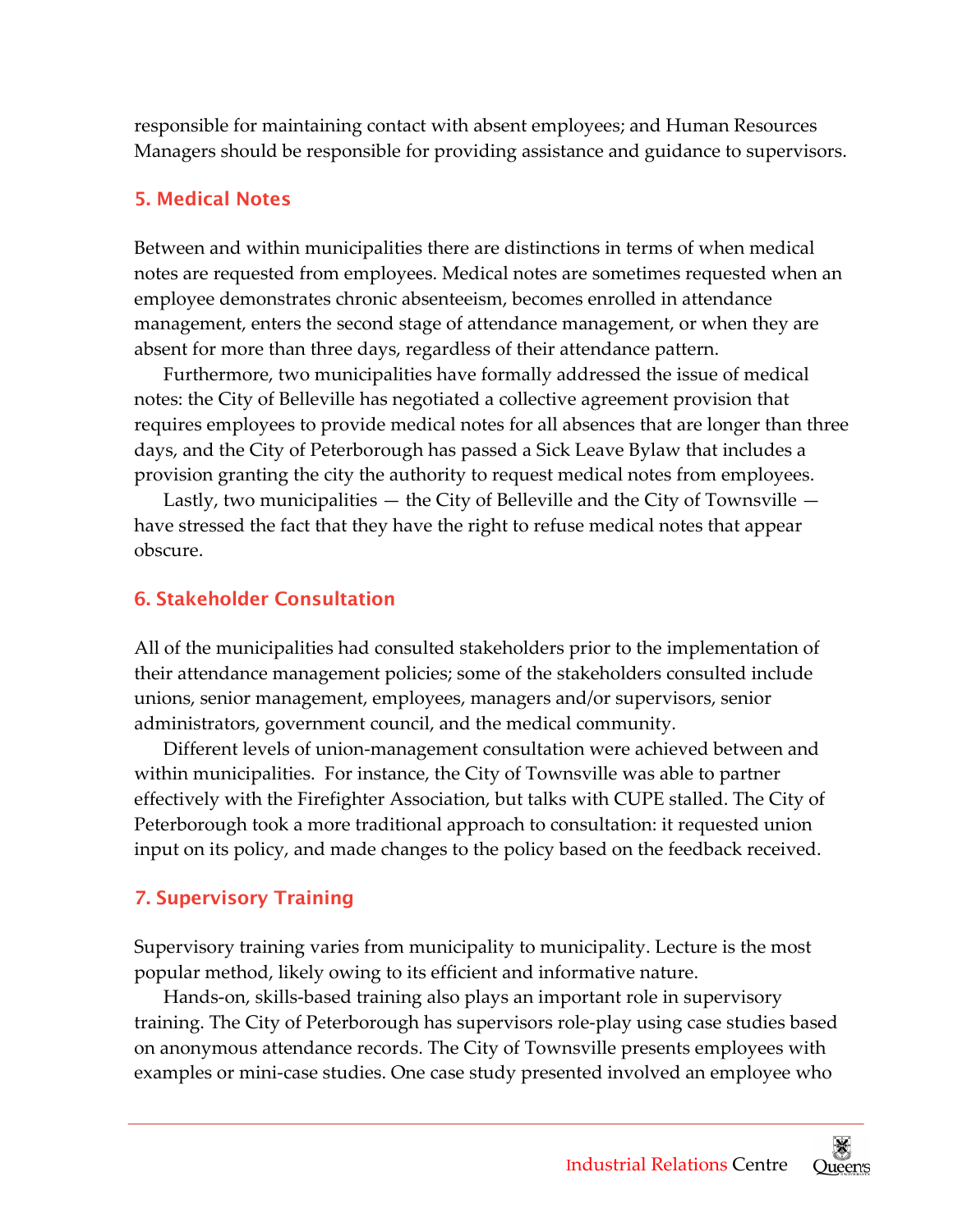responsible for maintaining contact with absent employees; and Human Resources Managers should be responsible for providing assistance and guidance to supervisors.

## 5. Medical Notes

Between and within municipalities there are distinctions in terms of when medical notes are requested from employees. Medical notes are sometimes requested when an employee demonstrates chronic absenteeism, becomes enrolled in attendance management, enters the second stage of attendance management, or when they are absent for more than three days, regardless of their attendance pattern.

Furthermore, two municipalities have formally addressed the issue of medical notes: the City of Belleville has negotiated a collective agreement provision that requires employees to provide medical notes for all absences that are longer than three days, and the City of Peterborough has passed a Sick Leave Bylaw that includes a provision granting the city the authority to request medical notes from employees.

Lastly, two municipalities — the City of Belleville and the City of Townsville — have stressed the fact that they have the right to refuse medical notes that appear obscure.

## 6. Stakeholder Consultation

All of the municipalities had consulted stakeholders prior to the implementation of their attendance management policies; some of the stakeholders consulted include unions, senior management, employees, managers and/or supervisors, senior administrators, government council, and the medical community.

Different levels of union-management consultation were achieved between and within municipalities. For instance, the City of Townsville was able to partner effectively with the Firefighter Association, but talks with CUPE stalled. The City of Peterborough took a more traditional approach to consultation: it requested union input on its policy, and made changes to the policy based on the feedback received.

## 7. Supervisory Training

Supervisory training varies from municipality to municipality. Lecture is the most popular method, likely owing to its efficient and informative nature.

Hands-on, skills-based training also plays an important role in supervisory training. The City of Peterborough has supervisors role-play using case studies based on anonymous attendance records. The City of Townsville presents employees with examples or mini-case studies. One case study presented involved an employee who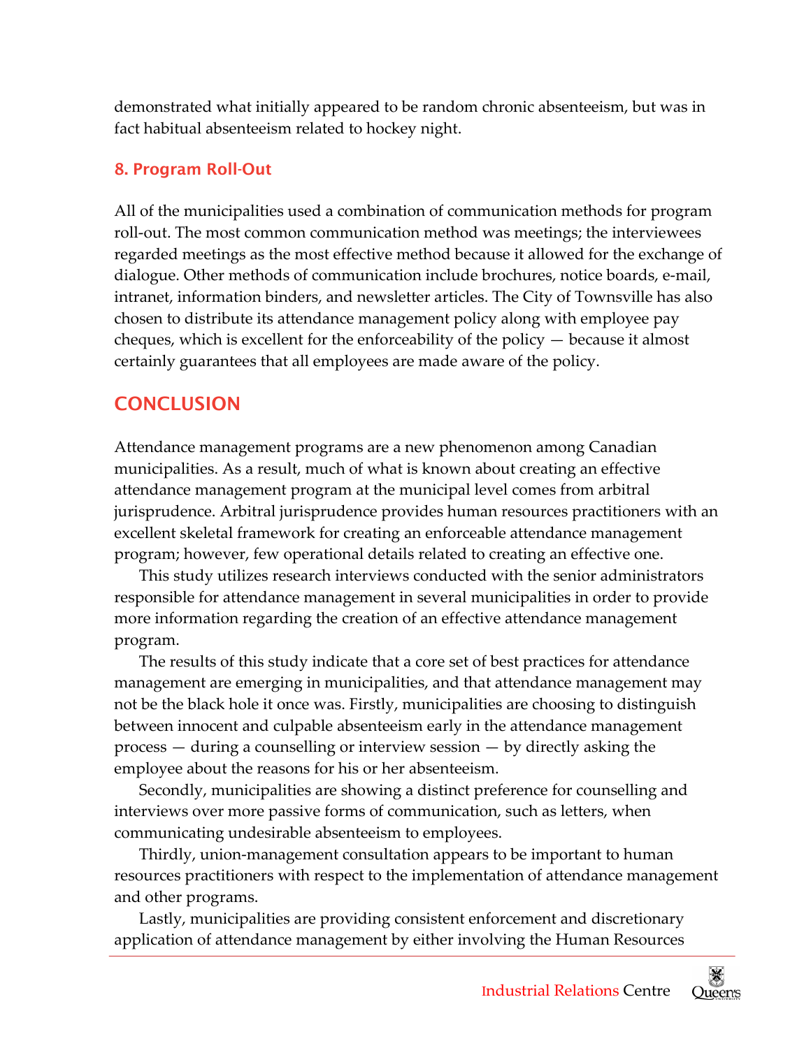demonstrated what initially appeared to be random chronic absenteeism, but was in fact habitual absenteeism related to hockey night.

### 8. Program Roll-Out

All of the municipalities used a combination of communication methods for program roll-out. The most common communication method was meetings; the interviewees regarded meetings as the most effective method because it allowed for the exchange of dialogue. Other methods of communication include brochures, notice boards, e-mail, intranet, information binders, and newsletter articles. The City of Townsville has also chosen to distribute its attendance management policy along with employee pay cheques, which is excellent for the enforceability of the policy — because it almost certainly guarantees that all employees are made aware of the policy.

## CONCLUSION

Attendance management programs are a new phenomenon among Canadian municipalities. As a result, much of what is known about creating an effective attendance management program at the municipal level comes from arbitral jurisprudence. Arbitral jurisprudence provides human resources practitioners with an excellent skeletal framework for creating an enforceable attendance management program; however, few operational details related to creating an effective one.

This study utilizes research interviews conducted with the senior administrators responsible for attendance management in several municipalities in order to provide more information regarding the creation of an effective attendance management program.

The results of this study indicate that a core set of best practices for attendance management are emerging in municipalities, and that attendance management may not be the black hole it once was. Firstly, municipalities are choosing to distinguish between innocent and culpable absenteeism early in the attendance management process — during a counselling or interview session — by directly asking the employee about the reasons for his or her absenteeism.

Secondly, municipalities are showing a distinct preference for counselling and interviews over more passive forms of communication, such as letters, when communicating undesirable absenteeism to employees.

Thirdly, union-management consultation appears to be important to human resources practitioners with respect to the implementation of attendance management and other programs.

Lastly, municipalities are providing consistent enforcement and discretionary application of attendance management by either involving the Human Resources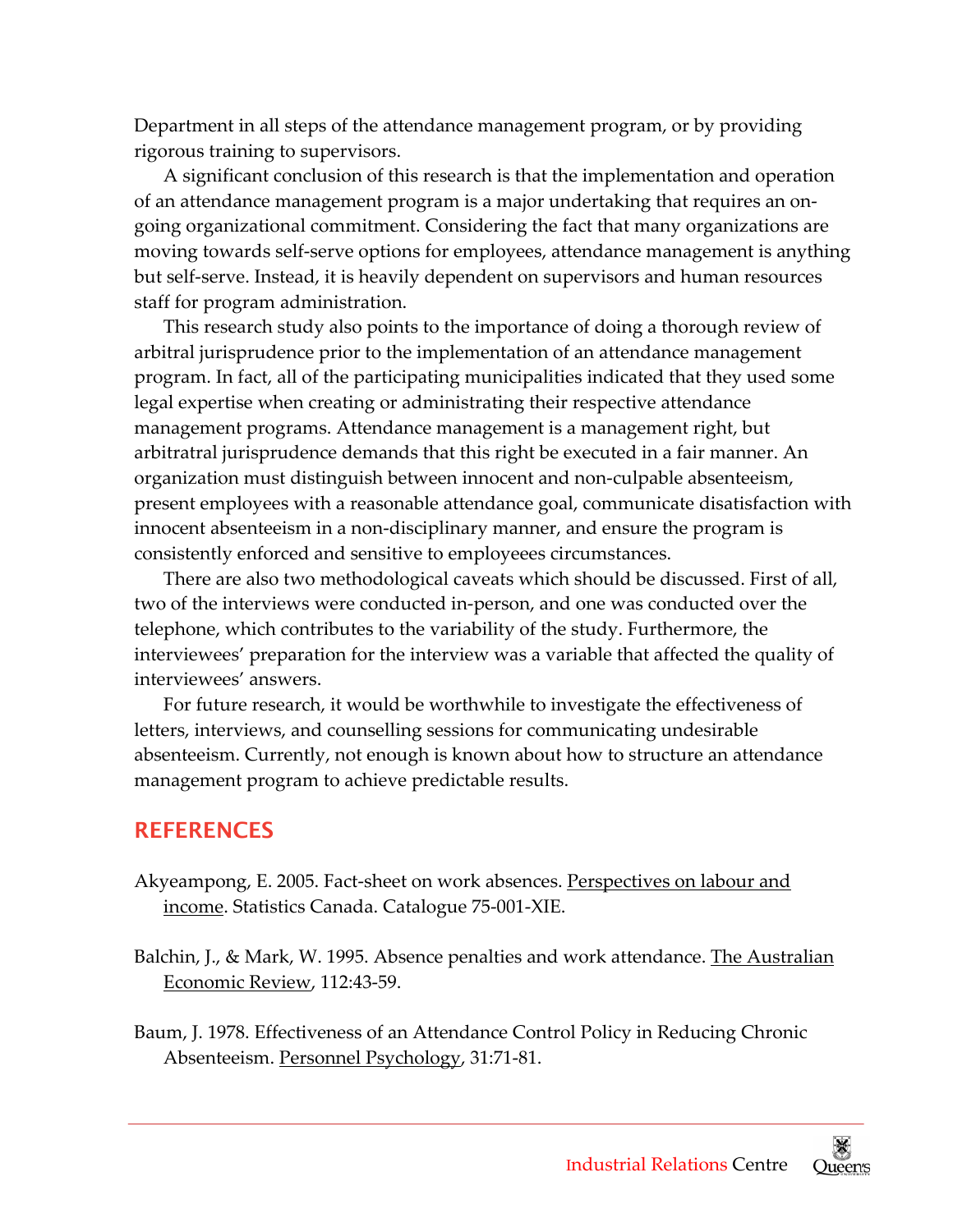Department in all steps of the attendance management program, or by providing rigorous training to supervisors.

A significant conclusion of this research is that the implementation and operation of an attendance management program is a major undertaking that requires an on-going organizational commitment. Considering the fact that many organizations are moving towards self-serve options for employees, attendance management is anything but self-serve. Instead, it is heavily dependent on supervisors and human resources staff for program administration.

This research study also points to the importance of doing a thorough review of arbitral jurisprudence prior to the implementation of an attendance management program. In fact, all of the participating municipalities indicated that they used some legal expertise when creating or administrating their respective attendance management programs. Attendance management is a management right, but arbitratral jurisprudence demands that this right be executed in a fair manner. An organization must distinguish between innocent and non-culpable absenteeism, present employees with a reasonable attendance goal, communicate disatisfaction with innocent absenteeism in a non-disciplinary manner, and ensure the program is consistently enforced and sensitive to employeees circumstances.

There are also two methodological caveats which should be discussed. First of all, two of the interviews were conducted in-person, and one was conducted over the telephone, which contributes to the variability of the study. Furthermore, the interviewees' preparation for the interview was a variable that affected the quality of interviewees' answers.

For future research, it would be worthwhile to investigate the effectiveness of letters, interviews, and counselling sessions for communicating undesirable absenteeism. Currently, not enough is known about how to structure an attendance management program to achieve predictable results.

## REFERENCES

Akyeampong, E. 2005. Fact-sheet on work absences. Perspectives on labour and income. Statistics Canada. Catalogue 75-001-XIE.

Balchin, J., & Mark, W. 1995. Absence penalties and work attendance. The Australian Economic Review, 112:43-59.

Baum, J. 1978. Effectiveness of an Attendance Control Policy in Reducing Chronic Absenteeism. Personnel Psychology, 31:71-81.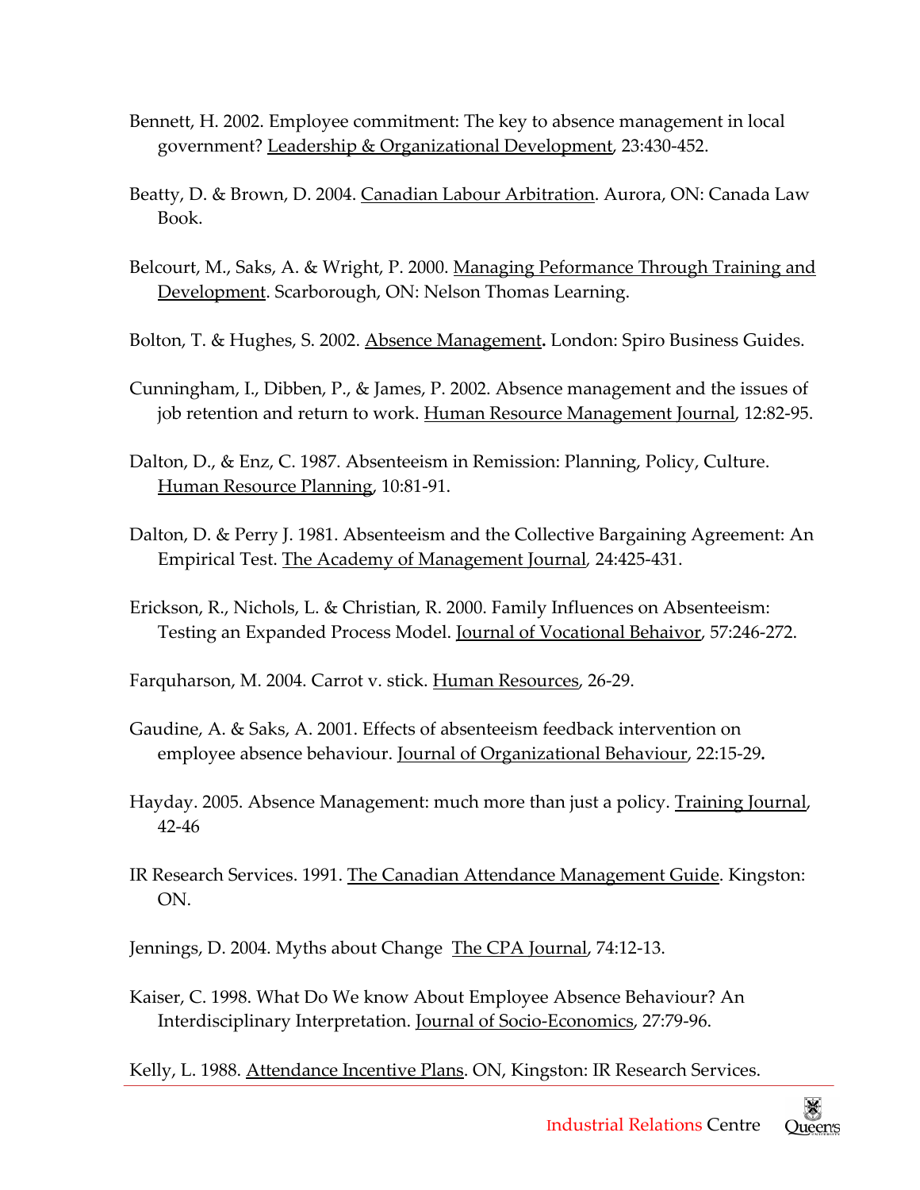Bennett, H. 2002. Employee commitment: The key to absence management in local government? Leadership & Organizational Development, 23:430-452.

Beatty, D. & Brown, D. 2004. Canadian Labour Arbitration. Aurora, ON: Canada Law Book.

Belcourt, M., Saks, A. & Wright, P. 2000. Managing Peformance Through Training and Development. Scarborough, ON: Nelson Thomas Learning.

Bolton, T. & Hughes, S. 2002. Absence Management**.** London: Spiro Business Guides.

Cunningham, I., Dibben, P., & James, P. 2002. Absence management and the issues of job retention and return to work. Human Resource Management Journal, 12:82-95.

Dalton, D., & Enz, C. 1987. Absenteeism in Remission: Planning, Policy, Culture. Human Resource Planning, 10:81-91.

Dalton, D. & Perry J. 1981. Absenteeism and the Collective Bargaining Agreement: An Empirical Test. The Academy of Management Journal, 24:425-431.

Erickson, R., Nichols, L. & Christian, R. 2000. Family Influences on Absenteeism: Testing an Expanded Process Model. Journal of Vocational Behaivor, 57:246-272.

Farquharson, M. 2004. Carrot v. stick. Human Resources, 26-29.

Gaudine, A. & Saks, A. 2001. Effects of absenteeism feedback intervention on employee absence behaviour. Journal of Organizational Behaviour, 22:15-29**.**

Hayday. 2005. Absence Management: much more than just a policy. Training Journal, 42-46

IR Research Services. 1991. The Canadian Attendance Management Guide. Kingston: ON.

Jennings, D. 2004. Myths about Change The CPA Journal, 74:12-13.

Kaiser, C. 1998. What Do We know About Employee Absence Behaviour? An Interdisciplinary Interpretation. Journal of Socio-Economics, 27:79-96.

Kelly, L. 1988. Attendance Incentive Plans. ON, Kingston: IR Research Services.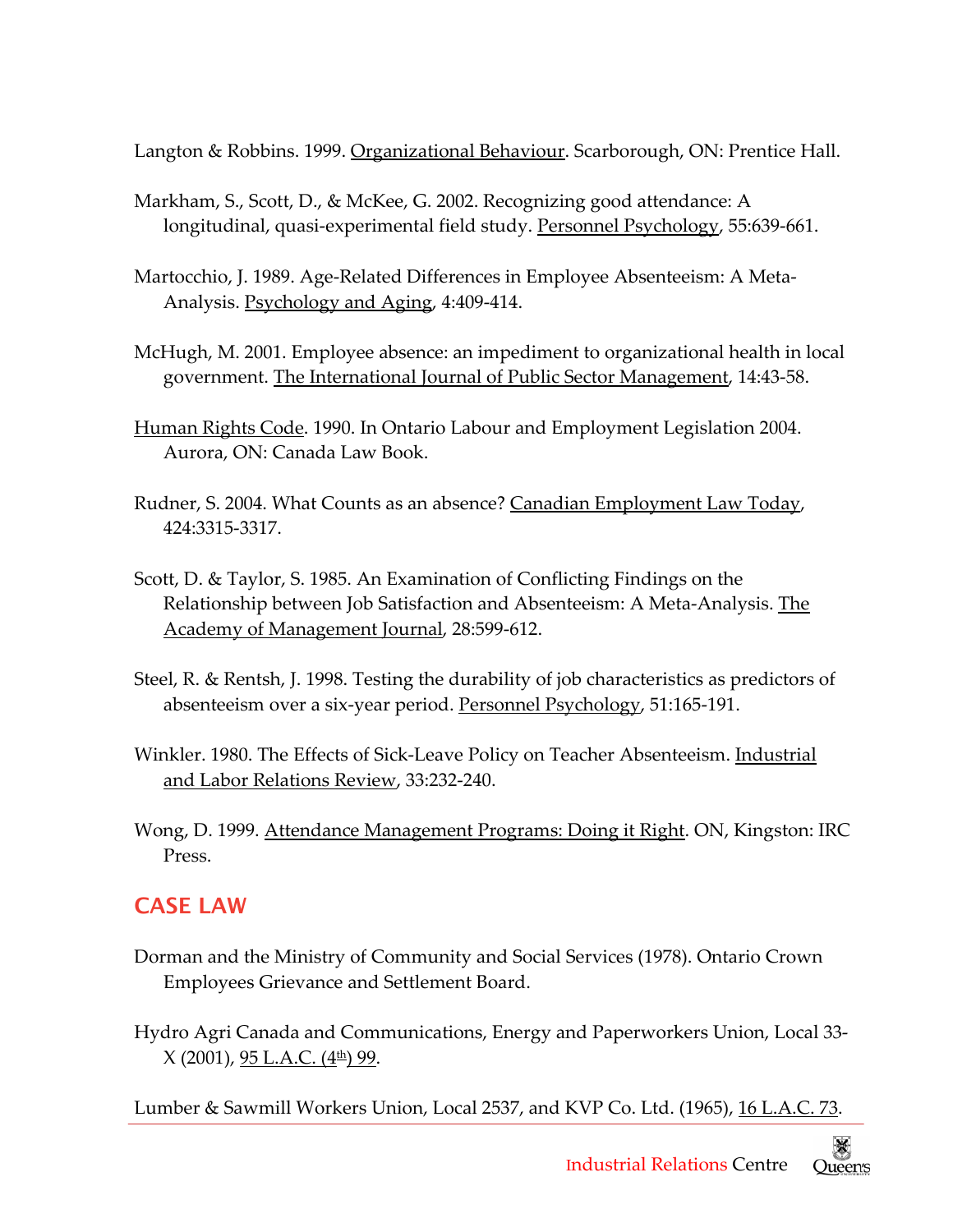Langton & Robbins. 1999. Organizational Behaviour. Scarborough, ON: Prentice Hall.

Markham, S., Scott, D., & McKee, G. 2002. Recognizing good attendance: A longitudinal, quasi-experimental field study. Personnel Psychology, 55:639-661.

Martocchio, J. 1989. Age-Related Differences in Employee Absenteeism: A Meta-Analysis. Psychology and Aging, 4:409-414.

McHugh, M. 2001. Employee absence: an impediment to organizational health in local government. The International Journal of Public Sector Management, 14:43-58.

Human Rights Code. 1990. In Ontario Labour and Employment Legislation 2004. Aurora, ON: Canada Law Book.

Rudner, S. 2004. What Counts as an absence? Canadian Employment Law Today, 424:3315-3317.

Scott, D. & Taylor, S. 1985. An Examination of Conflicting Findings on the Relationship between Job Satisfaction and Absenteeism: A Meta-Analysis. The Academy of Management Journal, 28:599-612.

Steel, R. & Rentsh, J. 1998. Testing the durability of job characteristics as predictors of absenteeism over a six-year period. Personnel Psychology, 51:165-191.

Winkler. 1980. The Effects of Sick-Leave Policy on Teacher Absenteeism. Industrial and Labor Relations Review, 33:232-240.

Wong, D. 1999. Attendance Management Programs: Doing it Right. ON, Kingston: IRC Press.

## CASE LAW

Dorman and the Ministry of Community and Social Services (1978). Ontario Crown Employees Grievance and Settlement Board.

Hydro Agri Canada and Communications, Energy and Paperworkers Union, Local 33-X (2001), 95 L.A.C. (4th) 99.

Lumber & Sawmill Workers Union, Local 2537, and KVP Co. Ltd. (1965), 16 L.A.C. 73.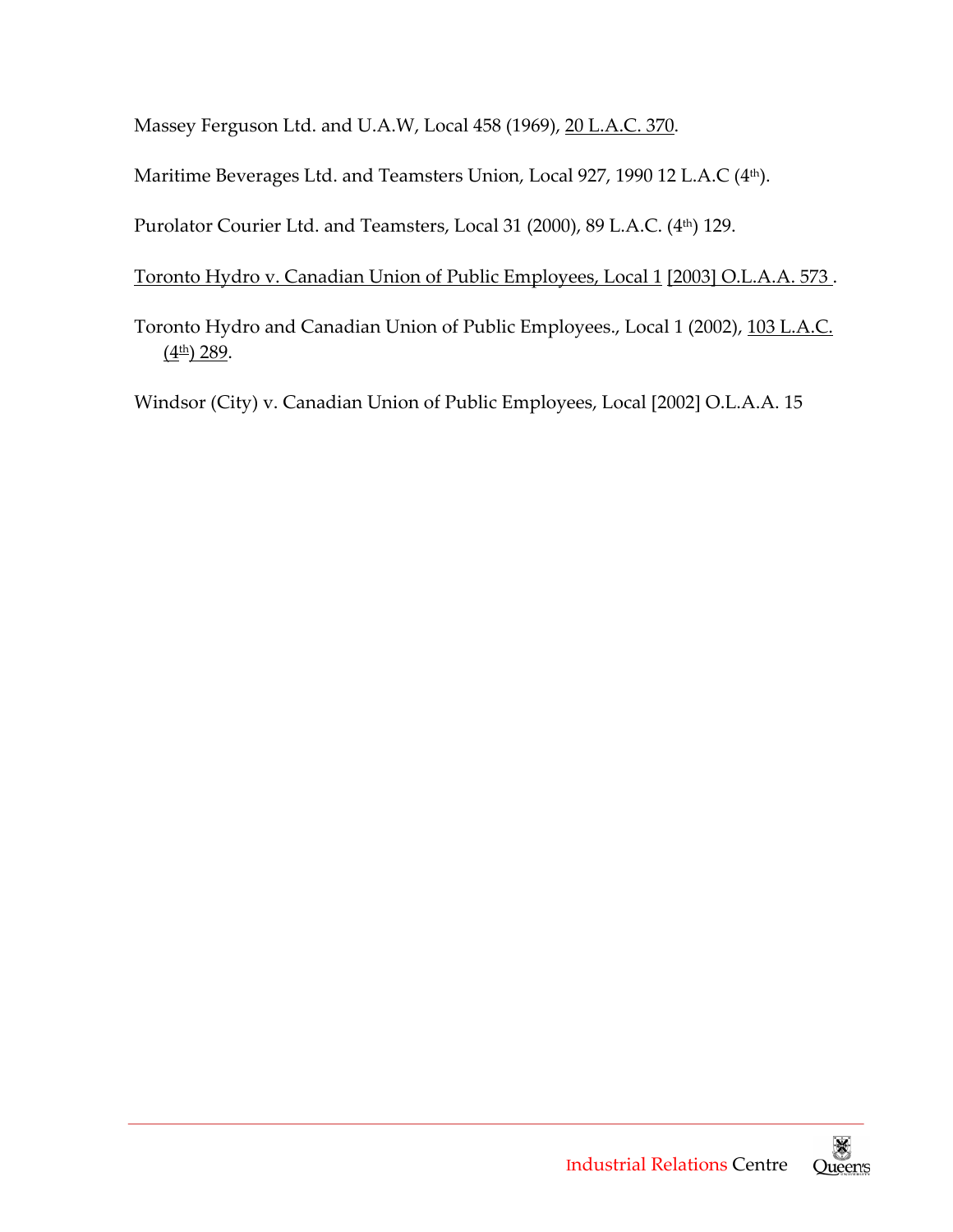Massey Ferguson Ltd. and U.A.W, Local 458 (1969), 20 L.A.C. 370.

Maritime Beverages Ltd. and Teamsters Union, Local 927, 1990 12 L.A.C (4th).

Purolator Courier Ltd. and Teamsters, Local 31 (2000), 89 L.A.C. (4th) 129.

Toronto Hydro v. Canadian Union of Public Employees, Local 1 [2003] O.L.A.A. 573 .

Toronto Hydro and Canadian Union of Public Employees., Local 1 (2002), 103 L.A.C. (4th) 289.

Windsor (City) v. Canadian Union of Public Employees, Local [2002] O.L.A.A. 15